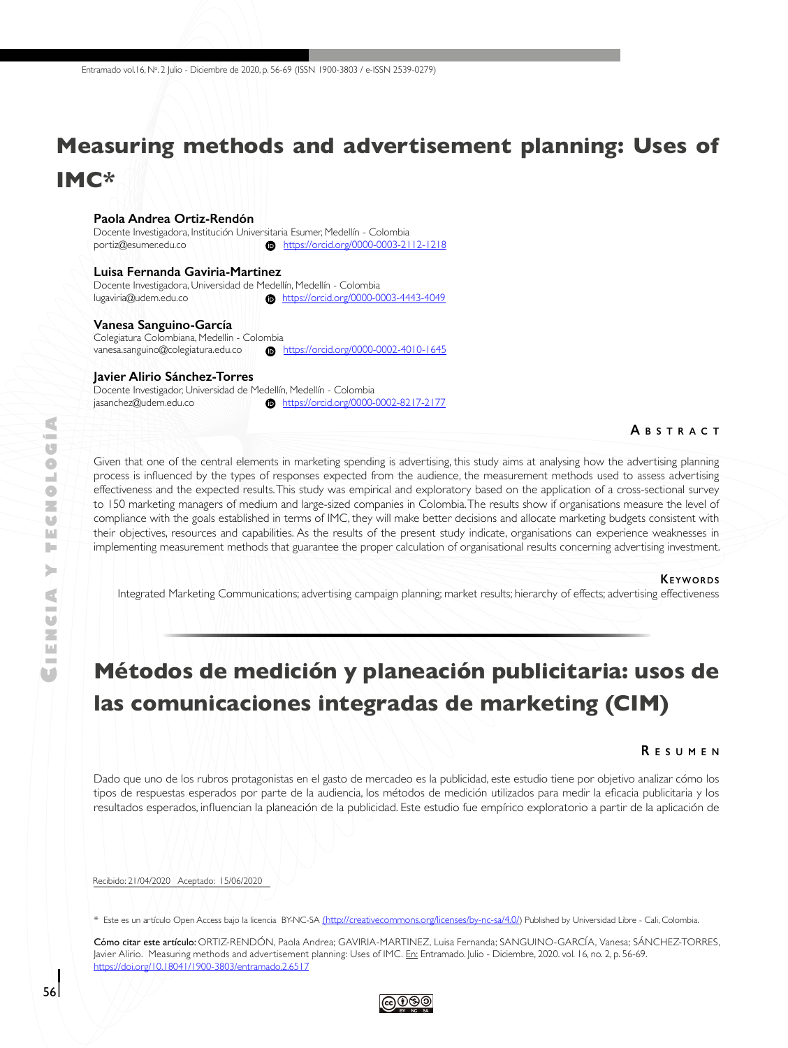# Measuring methods and advertisement planning: Uses of IMC*

**Paola Andrea Ortiz-Rendón**
Docente Investigadora, Institución Universitaria Esumer, Medellín - Colombia
portiz@esumer.edu.co https://orcid.org/0000-0003-2112-1218

**Luisa Fernanda Gaviria-Martinez**
Docente Investigadora, Universidad de Medellín, Medellín - Colombia
lugaviria@udem.edu.co https://orcid.org/0000-0003-4443-4049

**Vanesa Sanguino-García**
Colegiatura Colombiana, Medellín - Colombia
vanesa.sanguino@colegiatura.edu.co https://orcid.org/0000-0002-4010-1645

**Javier Alirio Sánchez-Torres**
Docente Investigador, Universidad de Medellín, Medellín - Colombia
jasanchez@udem.edu.co https://orcid.org/0000-0002-8217-2177

## Abstract

Given that one of the central elements in marketing spending is advertising, this study aims at analysing how the advertising planning process is influenced by the types of responses expected from the audience, the measurement methods used to assess advertising effectiveness and the expected results. This study was empirical and exploratory based on the application of a cross-sectional survey to 150 marketing managers of medium and large-sized companies in Colombia. The results show if organisations measure the level of compliance with the goals established in terms of IMC, they will make better decisions and allocate marketing budgets consistent with their objectives, resources and capabilities. As the results of the present study indicate, organisations can experience weaknesses in implementing measurement methods that guarantee the proper calculation of organisational results concerning advertising investment.

**Keywords**

Integrated Marketing Communications; advertising campaign planning; market results; hierarchy of effects; advertising effectiveness

# Métodos de medición y planeación publicitaria: usos de las comunicaciones integradas de marketing (CIM)

## Resumen

Dado que uno de los rubros protagonistas en el gasto de mercadeo es la publicidad, este estudio tiene por objetivo analizar cómo los tipos de respuestas esperados por parte de la audiencia, los métodos de medición utilizados para medir la eficacia publicitaria y los resultados esperados, influencian la planeación de la publicidad. Este estudio fue empírico exploratorio a partir de la aplicación de

Recibido: 21/04/2020 Aceptado: 15/06/2020

\* Este es un artículo Open Access bajo la licencia BY-NC-SA (http://creativecommons.org/licenses/by-nc-sa/4.0/) Published by Universidad Libre - Cali, Colombia.

**Cómo citar este artículo:** ORTIZ-RENDÓN, Paola Andrea; GAVIRIA-MARTINEZ, Luisa Fernanda; SANGUINO-GARCÍA, Vanesa; SÁNCHEZ-TORRES, Javier Alirio. Measuring methods and advertisement planning: Uses of IMC. En: Entramado. Julio - Diciembre, 2020. vol. 16, no. 2, p. 56-69. https://doi.org/10.18041/1900-3803/entramado.2.6517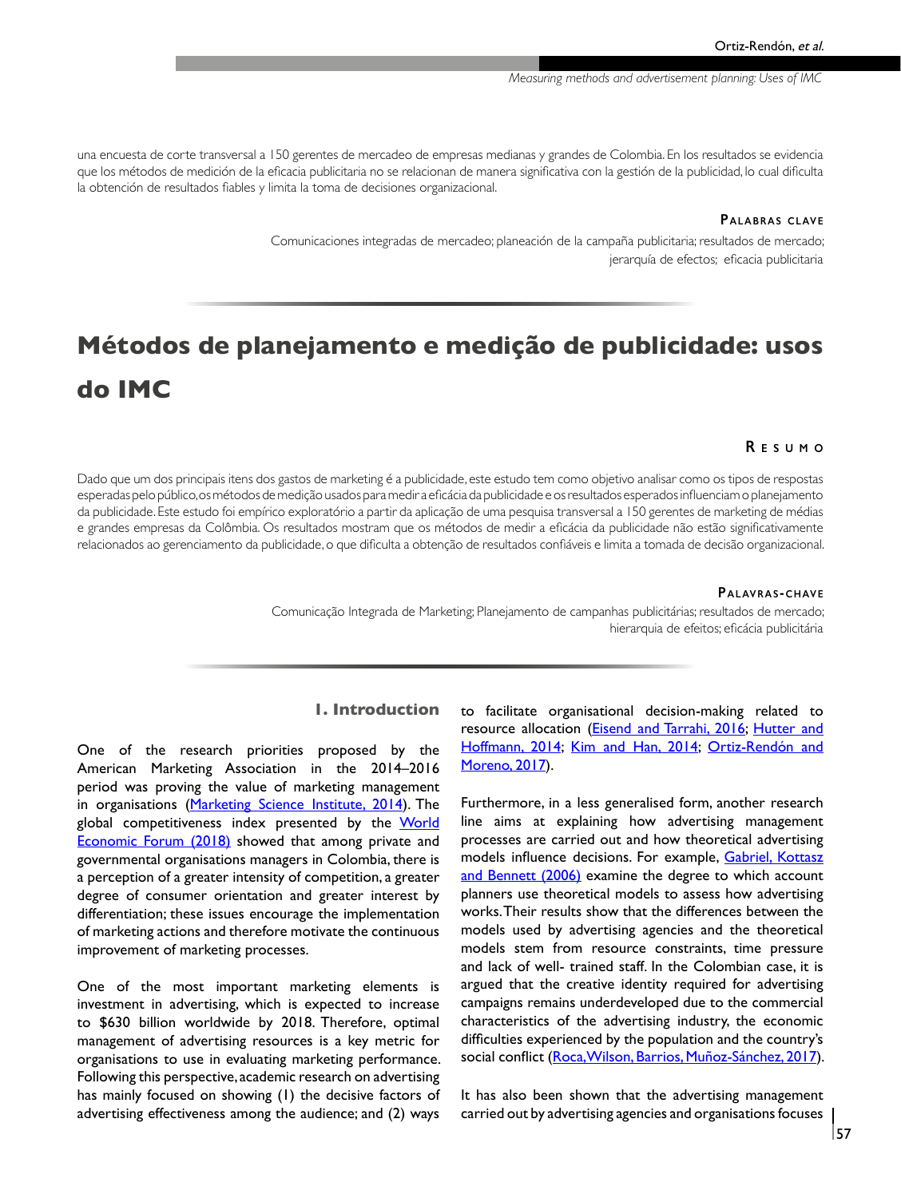una encuesta de corte transversal a 150 gerentes de mercadeo de empresas medianas y grandes de Colombia. En los resultados se evidencia que los métodos de medición de la eficacia publicitaria no se relacionan de manera significativa con la gestión de la publicidad, lo cual dificulta la obtención de resultados fiables y limita la toma de decisiones organizacional.

**Palabras clave**

Comunicaciones integradas de mercadeo; planeación de la campaña publicitaria; resultados de mercado; jerarquía de efectos; eficacia publicitaria

# Métodos de planejamento e medição de publicidade: usos do IMC

**Resumo**

Dado que um dos principais itens dos gastos de marketing é a publicidade, este estudo tem como objetivo analisar como os tipos de respostas esperadas pelo público, os métodos de medição usados para medir a eficácia da publicidade e os resultados esperados influenciam o planejamento da publicidade. Este estudo foi empírico exploratório a partir da aplicação de uma pesquisa transversal a 150 gerentes de marketing de médias e grandes empresas da Colômbia. Os resultados mostram que os métodos de medir a eficácia da publicidade não estão significativamente relacionados ao gerenciamento da publicidade, o que dificulta a obtenção de resultados confiáveis e limita a tomada de decisão organizacional.

**Palavras-chave**

Comunicação Integrada de Marketing; Planejamento de campanhas publicitárias; resultados de mercado; hierarquia de efeitos; eficácia publicitária

## 1. Introduction

One of the research priorities proposed by the American Marketing Association in the 2014–2016 period was proving the value of marketing management in organisations (Marketing Science Institute, 2014). The global competitiveness index presented by the World Economic Forum (2018) showed that among private and governmental organisations managers in Colombia, there is a perception of a greater intensity of competition, a greater degree of consumer orientation and greater interest by differentiation; these issues encourage the implementation of marketing actions and therefore motivate the continuous improvement of marketing processes.

One of the most important marketing elements is investment in advertising, which is expected to increase to $630 billion worldwide by 2018. Therefore, optimal management of advertising resources is a key metric for organisations to use in evaluating marketing performance. Following this perspective, academic research on advertising has mainly focused on showing (1) the decisive factors of advertising effectiveness among the audience; and (2) ways to facilitate organisational decision-making related to resource allocation (Eisend and Tarrahi, 2016; Hutter and Hoffmann, 2014; Kim and Han, 2014; Ortiz-Rendón and Moreno, 2017).

Furthermore, in a less generalised form, another research line aims at explaining how advertising management processes are carried out and how theoretical advertising models influence decisions. For example, Gabriel, Kottasz and Bennett (2006) examine the degree to which account planners use theoretical models to assess how advertising works. Their results show that the differences between the models used by advertising agencies and the theoretical models stem from resource constraints, time pressure and lack of well- trained staff. In the Colombian case, it is argued that the creative identity required for advertising campaigns remains underdeveloped due to the commercial characteristics of the advertising industry, the economic difficulties experienced by the population and the country's social conflict (Roca, Wilson, Barrios, Muñoz-Sánchez, 2017).

It has also been shown that the advertising management carried out by advertising agencies and organisations focuses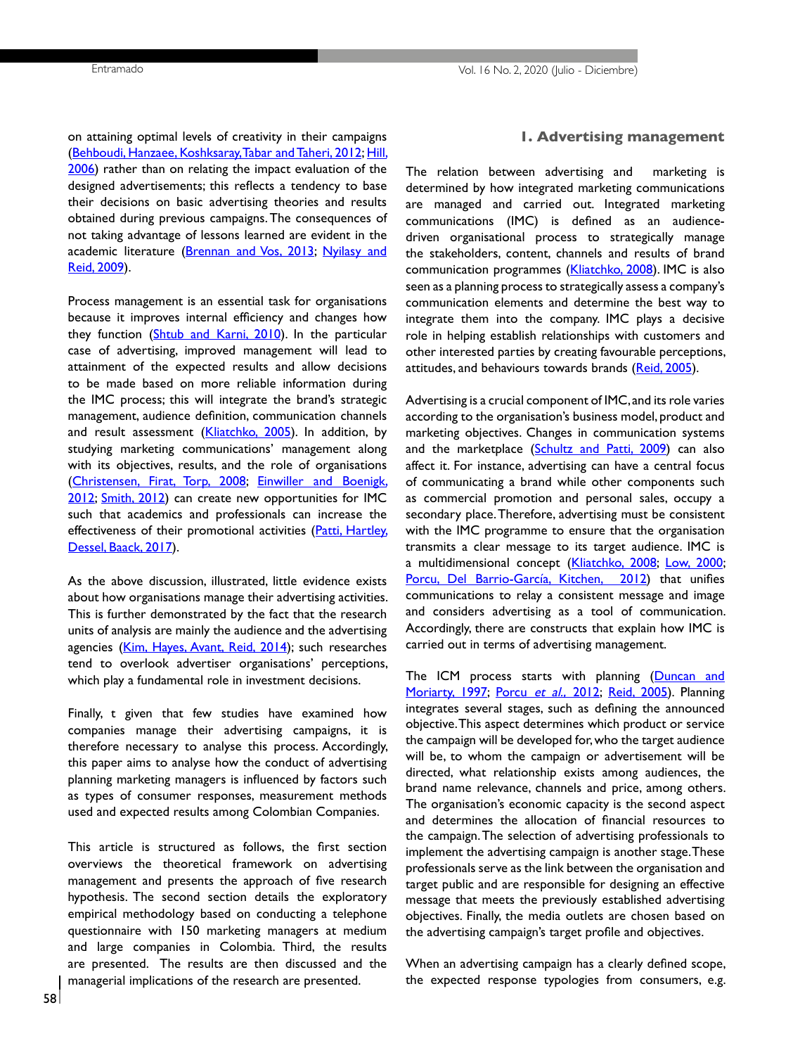on attaining optimal levels of creativity in their campaigns (Behboudi, Hanzaee, Koshksaray, Tabar and Taheri, 2012; Hill, 2006) rather than on relating the impact evaluation of the designed advertisements; this reflects a tendency to base their decisions on basic advertising theories and results obtained during previous campaigns. The consequences of not taking advantage of lessons learned are evident in the academic literature (Brennan and Vos, 2013; Nyilasy and Reid, 2009).

Process management is an essential task for organisations because it improves internal efficiency and changes how they function (Shtub and Karni, 2010). In the particular case of advertising, improved management will lead to attainment of the expected results and allow decisions to be made based on more reliable information during the IMC process; this will integrate the brand's strategic management, audience definition, communication channels and result assessment (Kliatchko, 2005). In addition, by studying marketing communications' management along with its objectives, results, and the role of organisations (Christensen, Firat, Torp, 2008; Einwiller and Boenigk, 2012; Smith, 2012) can create new opportunities for IMC such that academics and professionals can increase the effectiveness of their promotional activities (Patti, Hartley, Dessel, Baack, 2017).

As the above discussion, illustrated, little evidence exists about how organisations manage their advertising activities. This is further demonstrated by the fact that the research units of analysis are mainly the audience and the advertising agencies (Kim, Hayes, Avant, Reid, 2014); such researches tend to overlook advertiser organisations' perceptions, which play a fundamental role in investment decisions.

Finally, t given that few studies have examined how companies manage their advertising campaigns, it is therefore necessary to analyse this process. Accordingly, this paper aims to analyse how the conduct of advertising planning marketing managers is influenced by factors such as types of consumer responses, measurement methods used and expected results among Colombian Companies.

This article is structured as follows, the first section overviews the theoretical framework on advertising management and presents the approach of five research hypothesis. The second section details the exploratory empirical methodology based on conducting a telephone questionnaire with 150 marketing managers at medium and large companies in Colombia. Third, the results are presented. The results are then discussed and the managerial implications of the research are presented.

## 1. Advertising management

The relation between advertising and marketing is determined by how integrated marketing communications are managed and carried out. Integrated marketing communications (IMC) is defined as an audience-driven organisational process to strategically manage the stakeholders, content, channels and results of brand communication programmes (Kliatchko, 2008). IMC is also seen as a planning process to strategically assess a company's communication elements and determine the best way to integrate them into the company. IMC plays a decisive role in helping establish relationships with customers and other interested parties by creating favourable perceptions, attitudes, and behaviours towards brands (Reid, 2005).

Advertising is a crucial component of IMC, and its role varies according to the organisation's business model, product and marketing objectives. Changes in communication systems and the marketplace (Schultz and Patti, 2009) can also affect it. For instance, advertising can have a central focus of communicating a brand while other components such as commercial promotion and personal sales, occupy a secondary place. Therefore, advertising must be consistent with the IMC programme to ensure that the organisation transmits a clear message to its target audience. IMC is a multidimensional concept (Kliatchko, 2008; Low, 2000; Porcu, Del Barrio-García, Kitchen, 2012) that unifies communications to relay a consistent message and image and considers advertising as a tool of communication. Accordingly, there are constructs that explain how IMC is carried out in terms of advertising management.

The ICM process starts with planning (Duncan and Moriarty, 1997; Porcu *et al.*, 2012; Reid, 2005). Planning integrates several stages, such as defining the announced objective. This aspect determines which product or service the campaign will be developed for, who the target audience will be, to whom the campaign or advertisement will be directed, what relationship exists among audiences, the brand name relevance, channels and price, among others. The organisation's economic capacity is the second aspect and determines the allocation of financial resources to the campaign. The selection of advertising professionals to implement the advertising campaign is another stage. These professionals serve as the link between the organisation and target public and are responsible for designing an effective message that meets the previously established advertising objectives. Finally, the media outlets are chosen based on the advertising campaign's target profile and objectives.

When an advertising campaign has a clearly defined scope, the expected response typologies from consumers, e.g.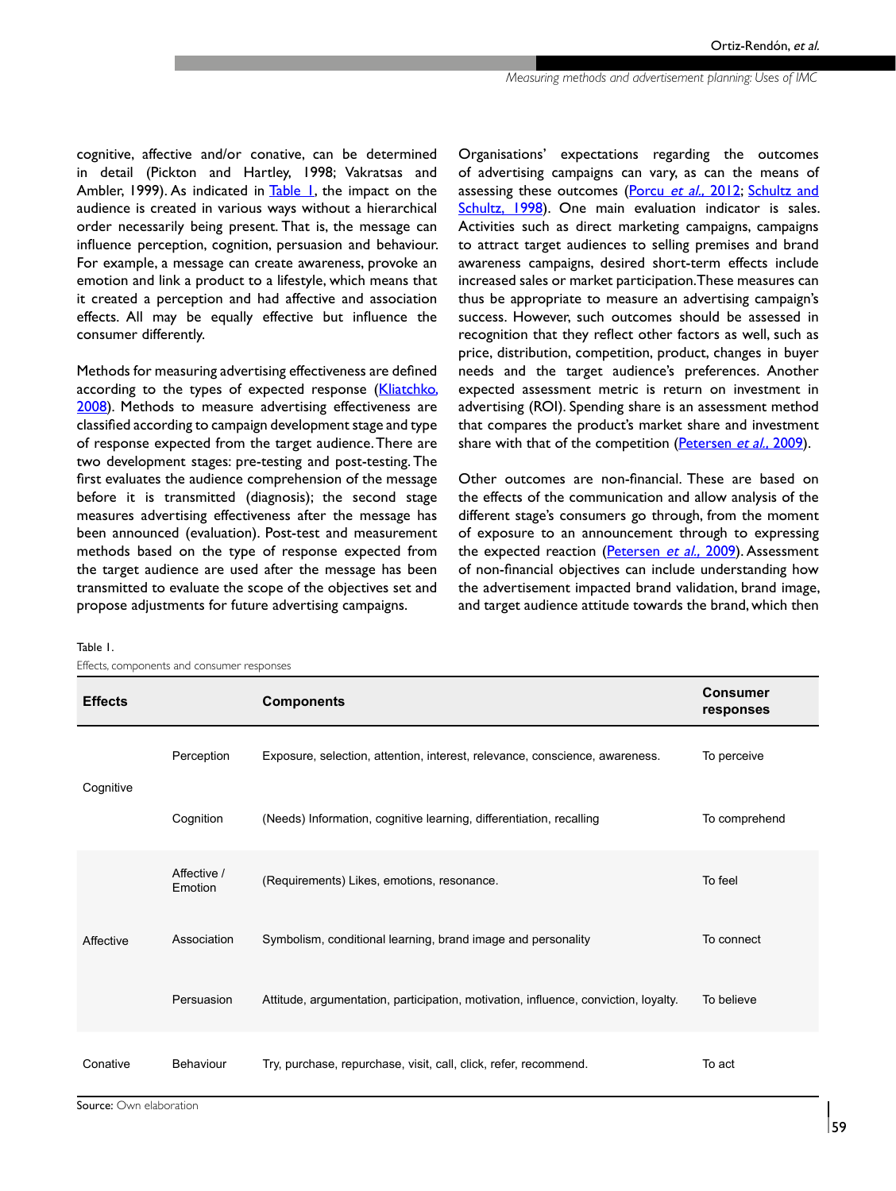cognitive, affective and/or conative, can be determined in detail (Pickton and Hartley, 1998; Vakratsas and Ambler, 1999). As indicated in Table 1, the impact on the audience is created in various ways without a hierarchical order necessarily being present. That is, the message can influence perception, cognition, persuasion and behaviour. For example, a message can create awareness, provoke an emotion and link a product to a lifestyle, which means that it created a perception and had affective and association effects. All may be equally effective but influence the consumer differently.

Methods for measuring advertising effectiveness are defined according to the types of expected response (Kliatchko, 2008). Methods to measure advertising effectiveness are classified according to campaign development stage and type of response expected from the target audience. There are two development stages: pre-testing and post-testing. The first evaluates the audience comprehension of the message before it is transmitted (diagnosis); the second stage measures advertising effectiveness after the message has been announced (evaluation). Post-test and measurement methods based on the type of response expected from the target audience are used after the message has been transmitted to evaluate the scope of the objectives set and propose adjustments for future advertising campaigns.

Organisations' expectations regarding the outcomes of advertising campaigns can vary, as can the means of assessing these outcomes (Porcu *et al.,* 2012; Schultz and Schultz, 1998). One main evaluation indicator is sales. Activities such as direct marketing campaigns, campaigns to attract target audiences to selling premises and brand awareness campaigns, desired short-term effects include increased sales or market participation. These measures can thus be appropriate to measure an advertising campaign's success. However, such outcomes should be assessed in recognition that they reflect other factors as well, such as price, distribution, competition, product, changes in buyer needs and the target audience's preferences. Another expected assessment metric is return on investment in advertising (ROI). Spending share is an assessment method that compares the product's market share and investment share with that of the competition (Petersen *et al.,* 2009).

Other outcomes are non-financial. These are based on the effects of the communication and allow analysis of the different stage's consumers go through, from the moment of exposure to an announcement through to expressing the expected reaction (Petersen *et al.,* 2009). Assessment of non-financial objectives can include understanding how the advertisement impacted brand validation, brand image, and target audience attitude towards the brand, which then

Table 1.
Effects, components and consumer responses

| Effects | | Components | Consumer responses |
|---|---|---|---|
| Cognitive | Perception | Exposure, selection, attention, interest, relevance, conscience, awareness. | To perceive |
| | Cognition | (Needs) Information, cognitive learning, differentiation, recalling | To comprehend |
| Affective | Affective / Emotion | (Requirements) Likes, emotions, resonance. | To feel |
| | Association | Symbolism, conditional learning, brand image and personality | To connect |
| | Persuasion | Attitude, argumentation, participation, motivation, influence, conviction, loyalty. | To believe |
| Conative | Behaviour | Try, purchase, repurchase, visit, call, click, refer, recommend. | To act |

**Source:** Own elaboration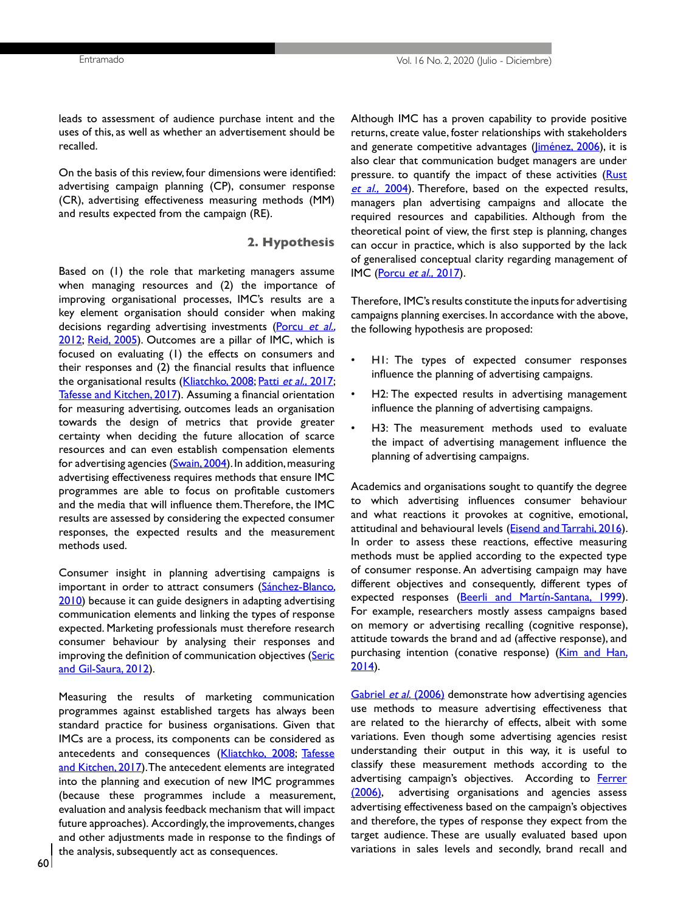leads to assessment of audience purchase intent and the uses of this, as well as whether an advertisement should be recalled.

On the basis of this review, four dimensions were identified: advertising campaign planning (CP), consumer response (CR), advertising effectiveness measuring methods (MM) and results expected from the campaign (RE).

## 2. Hypothesis

Based on (1) the role that marketing managers assume when managing resources and (2) the importance of improving organisational processes, IMC's results are a key element organisation should consider when making decisions regarding advertising investments (Porcu *et al.*, 2012; Reid, 2005). Outcomes are a pillar of IMC, which is focused on evaluating (1) the effects on consumers and their responses and (2) the financial results that influence the organisational results (Kliatchko, 2008; Patti *et al.*, 2017; Tafesse and Kitchen, 2017). Assuming a financial orientation for measuring advertising, outcomes leads an organisation towards the design of metrics that provide greater certainty when deciding the future allocation of scarce resources and can even establish compensation elements for advertising agencies (Swain, 2004). In addition, measuring advertising effectiveness requires methods that ensure IMC programmes are able to focus on profitable customers and the media that will influence them. Therefore, the IMC results are assessed by considering the expected consumer responses, the expected results and the measurement methods used.

Consumer insight in planning advertising campaigns is important in order to attract consumers (Sánchez-Blanco, 2010) because it can guide designers in adapting advertising communication elements and linking the types of response expected. Marketing professionals must therefore research consumer behaviour by analysing their responses and improving the definition of communication objectives (Seric and Gil-Saura, 2012).

Measuring the results of marketing communication programmes against established targets has always been standard practice for business organisations. Given that IMCs are a process, its components can be considered as antecedents and consequences (Kliatchko, 2008; Tafesse and Kitchen, 2017). The antecedent elements are integrated into the planning and execution of new IMC programmes (because these programmes include a measurement, evaluation and analysis feedback mechanism that will impact future approaches). Accordingly, the improvements, changes and other adjustments made in response to the findings of the analysis, subsequently act as consequences.

Although IMC has a proven capability to provide positive returns, create value, foster relationships with stakeholders and generate competitive advantages (Jiménez, 2006), it is also clear that communication budget managers are under pressure. to quantify the impact of these activities (Rust *et al.*, 2004). Therefore, based on the expected results, managers plan advertising campaigns and allocate the required resources and capabilities. Although from the theoretical point of view, the first step is planning, changes can occur in practice, which is also supported by the lack of generalised conceptual clarity regarding management of IMC (Porcu *et al.*, 2017).

Therefore, IMC's results constitute the inputs for advertising campaigns planning exercises. In accordance with the above, the following hypothesis are proposed:

- H1: The types of expected consumer responses influence the planning of advertising campaigns.
- H2: The expected results in advertising management influence the planning of advertising campaigns.
- H3: The measurement methods used to evaluate the impact of advertising management influence the planning of advertising campaigns.

Academics and organisations sought to quantify the degree to which advertising influences consumer behaviour and what reactions it provokes at cognitive, emotional, attitudinal and behavioural levels (Eisend and Tarrahi, 2016). In order to assess these reactions, effective measuring methods must be applied according to the expected type of consumer response. An advertising campaign may have different objectives and consequently, different types of expected responses (Beerli and Martín-Santana, 1999). For example, researchers mostly assess campaigns based on memory or advertising recalling (cognitive response), attitude towards the brand and ad (affective response), and purchasing intention (conative response) (Kim and Han, 2014).

Gabriel *et al.* (2006) demonstrate how advertising agencies use methods to measure advertising effectiveness that are related to the hierarchy of effects, albeit with some variations. Even though some advertising agencies resist understanding their output in this way, it is useful to classify these measurement methods according to the advertising campaign's objectives. According to Ferrer (2006), advertising organisations and agencies assess advertising effectiveness based on the campaign's objectives and therefore, the types of response they expect from the target audience. These are usually evaluated based upon variations in sales levels and secondly, brand recall and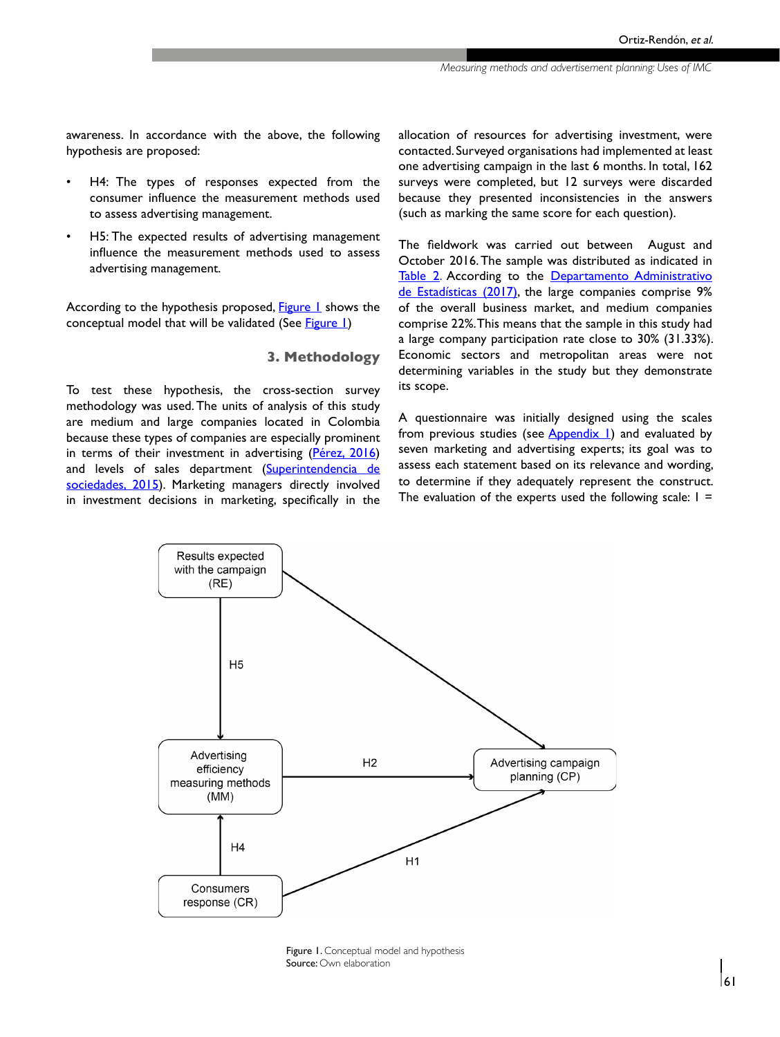awareness. In accordance with the above, the following hypothesis are proposed:

- H4: The types of responses expected from the consumer influence the measurement methods used to assess advertising management.
- H5: The expected results of advertising management influence the measurement methods used to assess advertising management.

According to the hypothesis proposed, Figure 1 shows the conceptual model that will be validated (See Figure 1)

## 3. Methodology

To test these hypothesis, the cross-section survey methodology was used. The units of analysis of this study are medium and large companies located in Colombia because these types of companies are especially prominent in terms of their investment in advertising (Pérez, 2016) and levels of sales department (Superintendencia de sociedades, 2015). Marketing managers directly involved in investment decisions in marketing, specifically in the allocation of resources for advertising investment, were contacted. Surveyed organisations had implemented at least one advertising campaign in the last 6 months. In total, 162 surveys were completed, but 12 surveys were discarded because they presented inconsistencies in the answers (such as marking the same score for each question).

The fieldwork was carried out between August and October 2016. The sample was distributed as indicated in Table 2. According to the Departamento Administrativo de Estadísticas (2017), the large companies comprise 9% of the overall business market, and medium companies comprise 22%. This means that the sample in this study had a large company participation rate close to 30% (31.33%). Economic sectors and metropolitan areas were not determining variables in the study but they demonstrate its scope.

A questionnaire was initially designed using the scales from previous studies (see Appendix 1) and evaluated by seven marketing and advertising experts; its goal was to assess each statement based on its relevance and wording, to determine if they adequately represent the construct. The evaluation of the experts used the following scale: 1 =

Results expected with the campaign (RE)

H5

Advertising efficiency measuring methods (MM)

H2

Advertising campaign planning (CP)

H4

H1

Consumers response (CR)

Figure 1. Conceptual model and hypothesis
Source: Own elaboration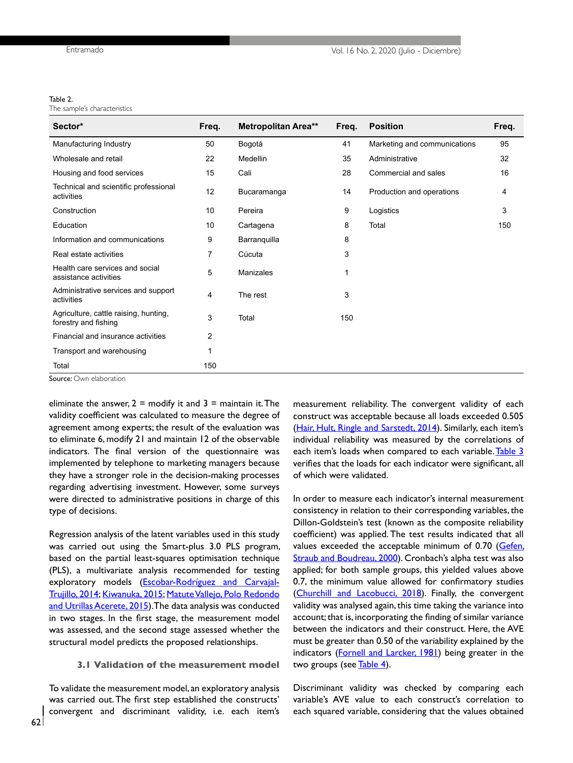Table 2.
The sample's characteristics

| Sector* | Freq. | Metropolitan Area** | Freq. | Position | Freq. |
|---|---|---|---|---|---|
| Manufacturing Industry | 50 | Bogotá | 41 | Marketing and communications | 95 |
| Wholesale and retail | 22 | Medellin | 35 | Administrative | 32 |
| Housing and food services | 15 | Cali | 28 | Commercial and sales | 16 |
| Technical and scientific professional activities | 12 | Bucaramanga | 14 | Production and operations | 4 |
| Construction | 10 | Pereira | 9 | Logistics | 3 |
| Education | 10 | Cartagena | 8 | Total | 150 |
| Information and communications | 9 | Barranquilla | 8 | | |
| Real estate activities | 7 | Cúcuta | 3 | | |
| Health care services and social assistance activities | 5 | Manizales | 1 | | |
| Administrative services and support activities | 4 | The rest | 3 | | |
| Agriculture, cattle raising, hunting, forestry and fishing | 3 | Total | 150 | | |
| Financial and insurance activities | 2 | | | | |
| Transport and warehousing | 1 | | | | |
| Total | 150 | | | | |

**Source:** Own elaboration

eliminate the answer, 2 = modify it and 3 = maintain it. The validity coefficient was calculated to measure the degree of agreement among experts; the result of the evaluation was to eliminate 6, modify 21 and maintain 12 of the observable indicators. The final version of the questionnaire was implemented by telephone to marketing managers because they have a stronger role in the decision-making processes regarding advertising investment. However, some surveys were directed to administrative positions in charge of this type of decisions.

Regression analysis of the latent variables used in this study was carried out using the Smart-plus 3.0 PLS program, based on the partial least-squares optimisation technique (PLS), a multivariate analysis recommended for testing exploratory models (Escobar-Rodríguez and Carvajal-Trujillo, 2014; Kiwanuka, 2015; Matute Vallejo, Polo Redondo and Utrillas Acerete, 2015). The data analysis was conducted in two stages. In the first stage, the measurement model was assessed, and the second stage assessed whether the structural model predicts the proposed relationships.

### 3.1 Validation of the measurement model

To validate the measurement model, an exploratory analysis was carried out. The first step established the constructs' convergent and discriminant validity, i.e. each item's measurement reliability. The convergent validity of each construct was acceptable because all loads exceeded 0.505 (Hair, Hult, Ringle and Sarstedt, 2014). Similarly, each item's individual reliability was measured by the correlations of each item's loads when compared to each variable. Table 3 verifies that the loads for each indicator were significant, all of which were validated.

In order to measure each indicator's internal measurement consistency in relation to their corresponding variables, the Dillon-Goldstein's test (known as the composite reliability coefficient) was applied. The test results indicated that all values exceeded the acceptable minimum of 0.70 (Gefen, Straub and Boudreau, 2000). Cronbach's alpha test was also applied; for both sample groups, this yielded values above 0.7, the minimum value allowed for confirmatory studies (Churchill and Lacobucci, 2018). Finally, the convergent validity was analysed again, this time taking the variance into account; that is, incorporating the finding of similar variance between the indicators and their construct. Here, the AVE must be greater than 0.50 of the variability explained by the indicators (Fornell and Larcker, 1981) being greater in the two groups (see Table 4).

Discriminant validity was checked by comparing each variable's AVE value to each construct's correlation to each squared variable, considering that the values obtained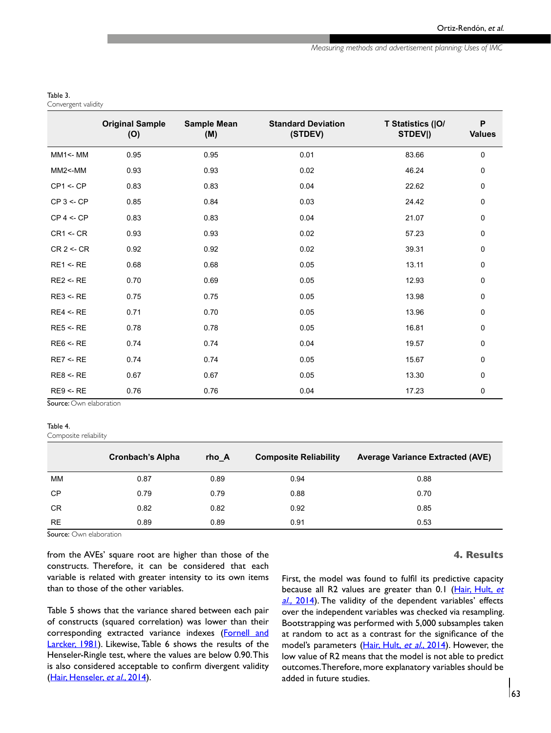Table 3.
Convergent validity

| | Original Sample (O) | Sample Mean (M) | Standard Deviation (STDEV) | T Statistics (\|O/STDEV\|) | P Values |
|---|---|---|---|---|---|
| MM1<- MM | 0.95 | 0.95 | 0.01 | 83.66 | 0 |
| MM2<-MM | 0.93 | 0.93 | 0.02 | 46.24 | 0 |
| CP1 <- CP | 0.83 | 0.83 | 0.04 | 22.62 | 0 |
| CP 3 <- CP | 0.85 | 0.84 | 0.03 | 24.42 | 0 |
| CP 4 <- CP | 0.83 | 0.83 | 0.04 | 21.07 | 0 |
| CR1 <- CR | 0.93 | 0.93 | 0.02 | 57.23 | 0 |
| CR 2 <- CR | 0.92 | 0.92 | 0.02 | 39.31 | 0 |
| RE1 <- RE | 0.68 | 0.68 | 0.05 | 13.11 | 0 |
| RE2 <- RE | 0.70 | 0.69 | 0.05 | 12.93 | 0 |
| RE3 <- RE | 0.75 | 0.75 | 0.05 | 13.98 | 0 |
| RE4 <- RE | 0.71 | 0.70 | 0.05 | 13.96 | 0 |
| RE5 <- RE | 0.78 | 0.78 | 0.05 | 16.81 | 0 |
| RE6 <- RE | 0.74 | 0.74 | 0.04 | 19.57 | 0 |
| RE7 <- RE | 0.74 | 0.74 | 0.05 | 15.67 | 0 |
| RE8 <- RE | 0.67 | 0.67 | 0.05 | 13.30 | 0 |
| RE9 <- RE | 0.76 | 0.76 | 0.04 | 17.23 | 0 |

**Source:** Own elaboration

Table 4.
Composite reliability

| | Cronbach's Alpha | rho_A | Composite Reliability | Average Variance Extracted (AVE) |
|---|---|---|---|---|
| MM | 0.87 | 0.89 | 0.94 | 0.88 |
| CP | 0.79 | 0.79 | 0.88 | 0.70 |
| CR | 0.82 | 0.82 | 0.92 | 0.85 |
| RE | 0.89 | 0.89 | 0.91 | 0.53 |

**Source:** Own elaboration

from the AVEs' square root are higher than those of the constructs. Therefore, it can be considered that each variable is related with greater intensity to its own items than to those of the other variables.

Table 5 shows that the variance shared between each pair of constructs (squared correlation) was lower than their corresponding extracted variance indexes (Fornell and Larcker, 1981). Likewise, Table 6 shows the results of the Henseler-Ringle test, where the values are below 0.90. This is also considered acceptable to confirm divergent validity (Hair, Henseler, *et al.*, 2014).

## 4. Results

First, the model was found to fulfil its predictive capacity because all R2 values are greater than 0.1 (Hair, Hult, *et al.*, 2014). The validity of the dependent variables' effects over the independent variables was checked via resampling. Bootstrapping was performed with 5,000 subsamples taken at random to act as a contrast for the significance of the model's parameters (Hair, Hult, *et al.*, 2014). However, the low value of R2 means that the model is not able to predict outcomes. Therefore, more explanatory variables should be added in future studies.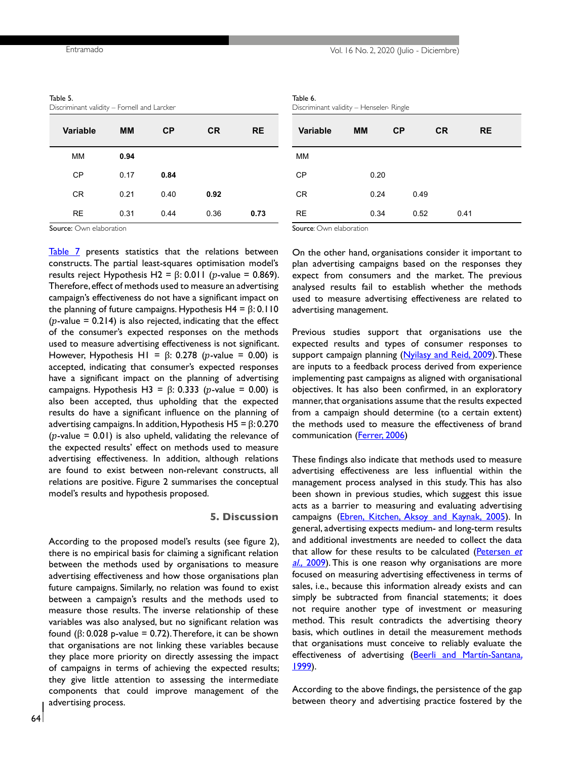Table 5.
Discriminant validity – Fornell and Larcker

| Variable | MM | CP | CR | RE |
|---|---|---|---|---|
| MM | **0.94** | | | |
| CP | 0.17 | **0.84** | | |
| CR | 0.21 | 0.40 | **0.92** | |
| RE | 0.31 | 0.44 | 0.36 | **0.73** |

**Source:** Own elaboration

Table 6.
Discriminant validity – Henseler- Ringle

| Variable | MM | CP | CR | RE |
|---|---|---|---|---|
| MM | | | | |
| CP | 0.20 | | | |
| CR | 0.24 | 0.49 | | |
| RE | 0.34 | 0.52 | 0.41 | |

**Source:** Own elaboration

Table 7 presents statistics that the relations between constructs. The partial least-squares optimisation model's results reject Hypothesis H2 = β: 0.011 ($p$-value = 0.869). Therefore, effect of methods used to measure an advertising campaign's effectiveness do not have a significant impact on the planning of future campaigns. Hypothesis H4 = β: 0.110 ($p$-value = 0.214) is also rejected, indicating that the effect of the consumer's expected responses on the methods used to measure advertising effectiveness is not significant. However, Hypothesis H1 = β: 0.278 ($p$-value = 0.00) is accepted, indicating that consumer's expected responses have a significant impact on the planning of advertising campaigns. Hypothesis H3 = β: 0.333 ($p$-value = 0.00) is also been accepted, thus upholding that the expected results do have a significant influence on the planning of advertising campaigns. In addition, Hypothesis H5 = β: 0.270 ($p$-value = 0.01) is also upheld, validating the relevance of the expected results' effect on methods used to measure advertising effectiveness. In addition, although relations are found to exist between non-relevant constructs, all relations are positive. Figure 2 summarises the conceptual model's results and hypothesis proposed.

## 5. Discussion

According to the proposed model's results (see figure 2), there is no empirical basis for claiming a significant relation between the methods used by organisations to measure advertising effectiveness and how those organisations plan future campaigns. Similarly, no relation was found to exist between a campaign's results and the methods used to measure those results. The inverse relationship of these variables was also analysed, but no significant relation was found (β: 0.028 p-value = 0.72). Therefore, it can be shown that organisations are not linking these variables because they place more priority on directly assessing the impact of campaigns in terms of achieving the expected results; they give little attention to assessing the intermediate components that could improve management of the advertising process.

On the other hand, organisations consider it important to plan advertising campaigns based on the responses they expect from consumers and the market. The previous analysed results fail to establish whether the methods used to measure advertising effectiveness are related to advertising management.

Previous studies support that organisations use the expected results and types of consumer responses to support campaign planning (Nyilasy and Reid, 2009). These are inputs to a feedback process derived from experience implementing past campaigns as aligned with organisational objectives. It has also been confirmed, in an exploratory manner, that organisations assume that the results expected from a campaign should determine (to a certain extent) the methods used to measure the effectiveness of brand communication (Ferrer, 2006)

These findings also indicate that methods used to measure advertising effectiveness are less influential within the management process analysed in this study. This has also been shown in previous studies, which suggest this issue acts as a barrier to measuring and evaluating advertising campaigns (Ebren, Kitchen, Aksoy and Kaynak, 2005). In general, advertising expects medium- and long-term results and additional investments are needed to collect the data that allow for these results to be calculated (Petersen *et al.,* 2009). This is one reason why organisations are more focused on measuring advertising effectiveness in terms of sales, i.e., because this information already exists and can simply be subtracted from financial statements; it does not require another type of investment or measuring method. This result contradicts the advertising theory basis, which outlines in detail the measurement methods that organisations must conceive to reliably evaluate the effectiveness of advertising (Beerli and Martín-Santana, 1999).

According to the above findings, the persistence of the gap between theory and advertising practice fostered by the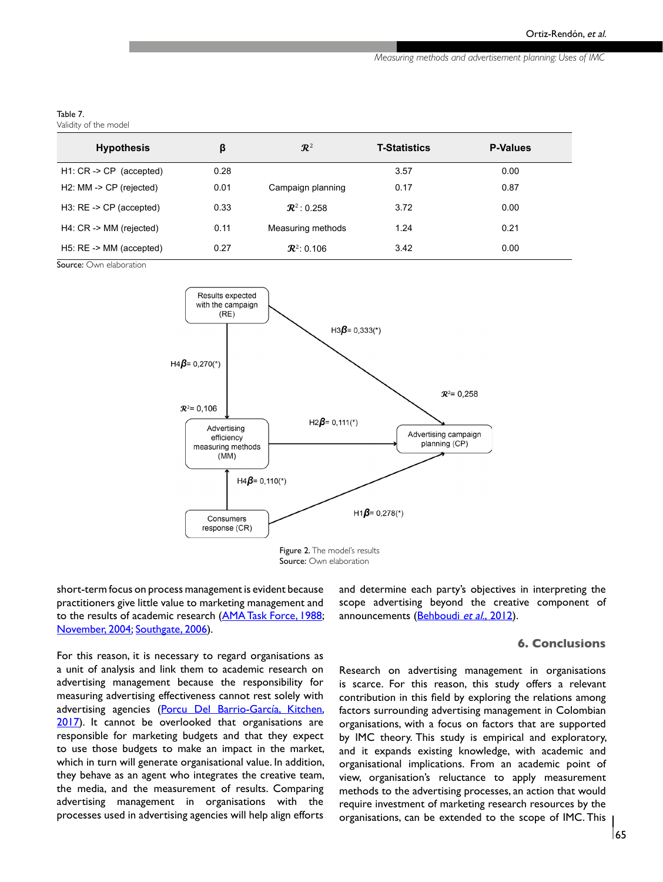Table 7.
Validity of the model

| Hypothesis | β | $\mathcal{R}^2$ | T-Statistics | P-Values |
|---|---|---|---|---|
| H1: CR -> CP (accepted) | 0.28 | | 3.57 | 0.00 |
| H2: MM -> CP (rejected) | 0.01 | Campaign planning | 0.17 | 0.87 |
| H3: RE -> CP (accepted) | 0.33 | $\mathcal{R}^2$: 0.258 | 3.72 | 0.00 |
| H4: CR -> MM (rejected) | 0.11 | Measuring methods | 1.24 | 0.21 |
| H5: RE -> MM (accepted) | 0.27 | $\mathcal{R}^2$: 0.106 | 3.42 | 0.00 |

**Source:** Own elaboration

**Figure 2.** The model's results
**Source:** Own elaboration

short-term focus on process management is evident because practitioners give little value to marketing management and to the results of academic research (AMA Task Force, 1988; November, 2004; Southgate, 2006).

For this reason, it is necessary to regard organisations as a unit of analysis and link them to academic research on advertising management because the responsibility for measuring advertising effectiveness cannot rest solely with advertising agencies (Porcu Del Barrio-García, Kitchen, 2017). It cannot be overlooked that organisations are responsible for marketing budgets and that they expect to use those budgets to make an impact in the market, which in turn will generate organisational value. In addition, they behave as an agent who integrates the creative team, the media, and the measurement of results. Comparing advertising management in organisations with the processes used in advertising agencies will help align efforts and determine each party's objectives in interpreting the scope advertising beyond the creative component of announcements (Behboudi *et al.*, 2012).

## 6. Conclusions

Research on advertising management in organisations is scarce. For this reason, this study offers a relevant contribution in this field by exploring the relations among factors surrounding advertising management in Colombian organisations, with a focus on factors that are supported by IMC theory. This study is empirical and exploratory, and it expands existing knowledge, with academic and organisational implications. From an academic point of view, organisation's reluctance to apply measurement methods to the advertising processes, an action that would require investment of marketing research resources by the organisations, can be extended to the scope of IMC. This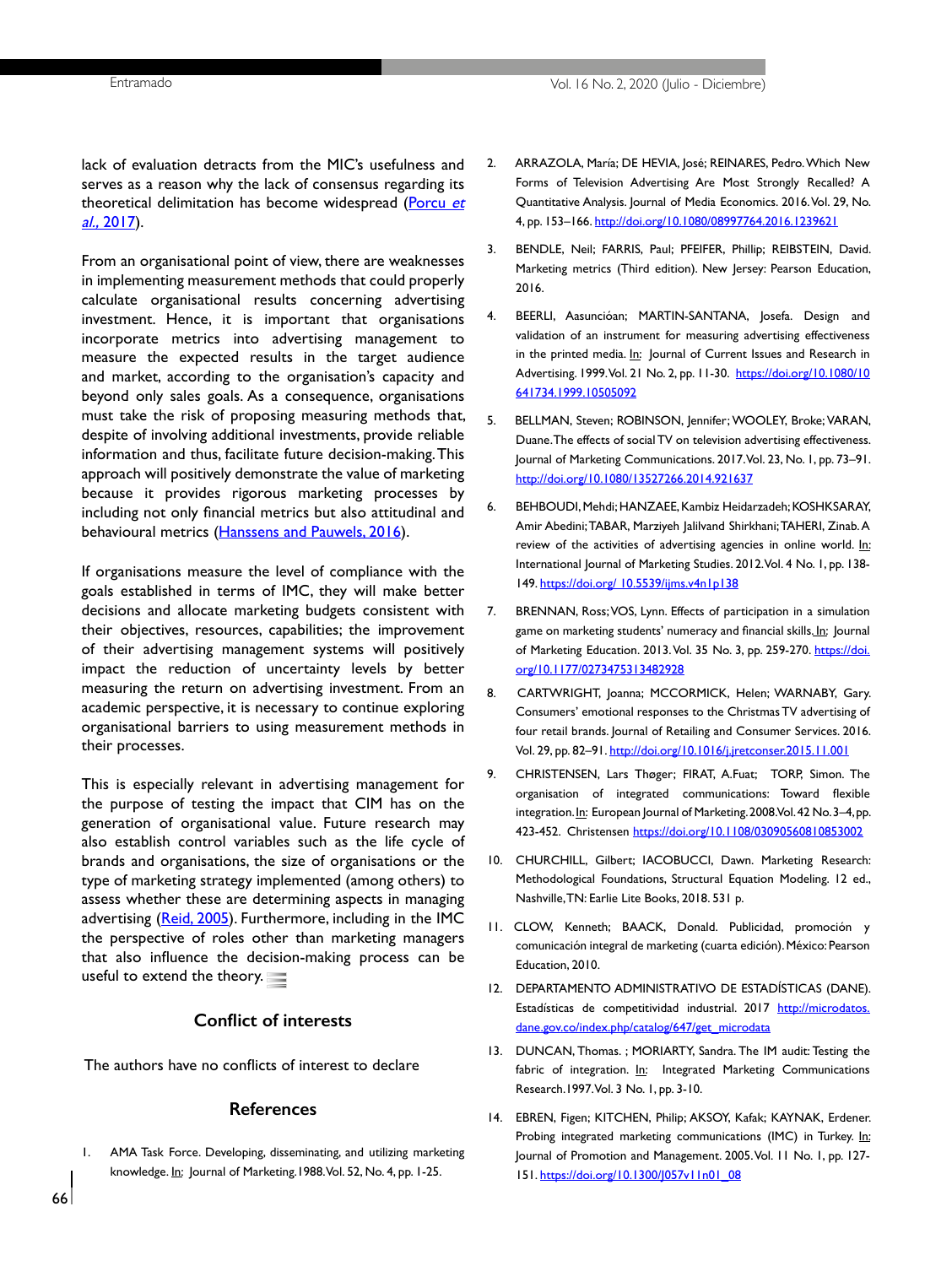lack of evaluation detracts from the MIC's usefulness and serves as a reason why the lack of consensus regarding its theoretical delimitation has become widespread (Porcu *et al.,* 2017).

From an organisational point of view, there are weaknesses in implementing measurement methods that could properly calculate organisational results concerning advertising investment. Hence, it is important that organisations incorporate metrics into advertising management to measure the expected results in the target audience and market, according to the organisation's capacity and beyond only sales goals. As a consequence, organisations must take the risk of proposing measuring methods that, despite of involving additional investments, provide reliable information and thus, facilitate future decision-making. This approach will positively demonstrate the value of marketing because it provides rigorous marketing processes by including not only financial metrics but also attitudinal and behavioural metrics (Hanssens and Pauwels, 2016).

If organisations measure the level of compliance with the goals established in terms of IMC, they will make better decisions and allocate marketing budgets consistent with their objectives, resources, capabilities; the improvement of their advertising management systems will positively impact the reduction of uncertainty levels by better measuring the return on advertising investment. From an academic perspective, it is necessary to continue exploring organisational barriers to using measurement methods in their processes.

This is especially relevant in advertising management for the purpose of testing the impact that CIM has on the generation of organisational value. Future research may also establish control variables such as the life cycle of brands and organisations, the size of organisations or the type of marketing strategy implemented (among others) to assess whether these are determining aspects in managing advertising (Reid, 2005). Furthermore, including in the IMC the perspective of roles other than marketing managers that also influence the decision-making process can be useful to extend the theory.

## Conflict of interests

The authors have no conflicts of interest to declare

## References

1. AMA Task Force. Developing, disseminating, and utilizing marketing knowledge. In: Journal of Marketing. 1988. Vol. 52, No. 4, pp. 1-25.

2. ARRAZOLA, María; DE HEVIA, José; REINARES, Pedro. Which New Forms of Television Advertising Are Most Strongly Recalled? A Quantitative Analysis. Journal of Media Economics. 2016. Vol. 29, No. 4, pp. 153–166. http://doi.org/10.1080/08997764.2016.1239621

3. BENDLE, Neil; FARRIS, Paul; PFEIFER, Phillip; REIBSTEIN, David. Marketing metrics (Third edition). New Jersey: Pearson Education, 2016.

4. BEERLI, Aasunción; MARTIN-SANTANA, Josefa. Design and validation of an instrument for measuring advertising effectiveness in the printed media. In: Journal of Current Issues and Research in Advertising. 1999. Vol. 21 No. 2, pp. 11-30. https://doi.org/10.1080/10641734.1999.10505092

5. BELLMAN, Steven; ROBINSON, Jennifer; WOOLEY, Broke; VARAN, Duane. The effects of social TV on television advertising effectiveness. Journal of Marketing Communications. 2017. Vol. 23, No. 1, pp. 73–91. http://doi.org/10.1080/13527266.2014.921637

6. BEHBOUDI, Mehdi; HANZAEE, Kambiz Heidarzadeh; KOSHKSARAY, Amir Abedini; TABAR, Marziyeh Jalilvand Shirkhani; TAHERI, Zinab. A review of the activities of advertising agencies in online world. In: International Journal of Marketing Studies. 2012. Vol. 4 No. 1, pp. 138-149. https://doi.org/ 10.5539/ijms.v4n1p138

7. BRENNAN, Ross; VOS, Lynn. Effects of participation in a simulation game on marketing students' numeracy and financial skills. In: Journal of Marketing Education. 2013. Vol. 35 No. 3, pp. 259-270. https://doi.org/10.1177/0273475313482928

8. CARTWRIGHT, Joanna; MCCORMICK, Helen; WARNABY, Gary. Consumers' emotional responses to the Christmas TV advertising of four retail brands. Journal of Retailing and Consumer Services. 2016. Vol. 29, pp. 82–91. http://doi.org/10.1016/j.jretconser.2015.11.001

9. CHRISTENSEN, Lars Thøger; FIRAT, A.Fuat; TORP, Simon. The organisation of integrated communications: Toward flexible integration. In: European Journal of Marketing. 2008. Vol. 42 No. 3–4, pp. 423-452. Christensen https://doi.org/10.1108/03090560810853002

10. CHURCHILL, Gilbert; IACOBUCCI, Dawn. Marketing Research: Methodological Foundations, Structural Equation Modeling. 12 ed., Nashville, TN: Earlie Lite Books, 2018. 531 p.

11. CLOW, Kenneth; BAACK, Donald. Publicidad, promoción y comunicación integral de marketing (cuarta edición). México: Pearson Education, 2010.

12. DEPARTAMENTO ADMINISTRATIVO DE ESTADÍSTICAS (DANE). Estadísticas de competitividad industrial. 2017 http://microdatos.dane.gov.co/index.php/catalog/647/get_microdata

13. DUNCAN, Thomas. ; MORIARTY, Sandra. The IM audit: Testing the fabric of integration. In: Integrated Marketing Communications Research. 1997. Vol. 3 No. 1, pp. 3-10.

14. EBREN, Figen; KITCHEN, Philip; AKSOY, Kafak; KAYNAK, Erdener. Probing integrated marketing communications (IMC) in Turkey. In: Journal of Promotion and Management. 2005. Vol. 11 No. 1, pp. 127-151. https://doi.org/10.1300/J057v11n01_08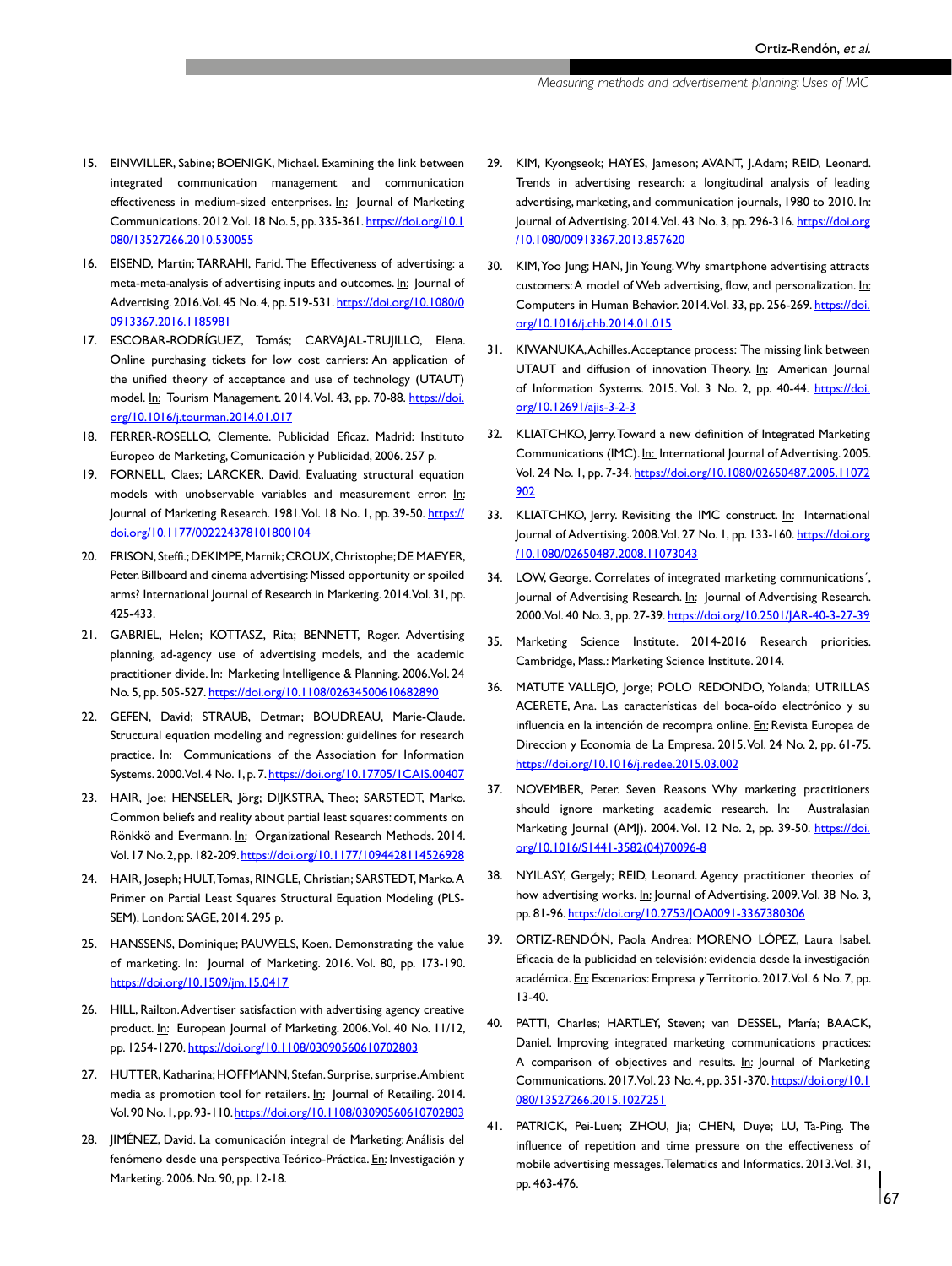15. EINWILLER, Sabine; BOENIGK, Michael. Examining the link between integrated communication management and communication effectiveness in medium-sized enterprises. In: Journal of Marketing Communications. 2012. Vol. 18 No. 5, pp. 335-361. https://doi.org/10.1080/13527266.2010.530055

16. EISEND, Martin; TARRAHI, Farid. The Effectiveness of advertising: a meta-meta-analysis of advertising inputs and outcomes. In: Journal of Advertising. 2016. Vol. 45 No. 4, pp. 519-531. https://doi.org/10.1080/00913367.2016.1185981

17. ESCOBAR-RODRÍGUEZ, Tomás; CARVAJAL-TRUJILLO, Elena. Online purchasing tickets for low cost carriers: An application of the unified theory of acceptance and use of technology (UTAUT) model. In: Tourism Management. 2014. Vol. 43, pp. 70-88. https://doi.org/10.1016/j.tourman.2014.01.017

18. FERRER-ROSELLO, Clemente. Publicidad Eficaz. Madrid: Instituto Europeo de Marketing, Comunicación y Publicidad, 2006. 257 p.

19. FORNELL, Claes; LARCKER, David. Evaluating structural equation models with unobservable variables and measurement error. In: Journal of Marketing Research. 1981. Vol. 18 No. 1, pp. 39-50. https://doi.org/10.1177/002224378101800104

20. FRISON, Steffi.; DEKIMPE, Marnik; CROUX, Christophe; DE MAEYER, Peter. Billboard and cinema advertising: Missed opportunity or spoiled arms? International Journal of Research in Marketing. 2014. Vol. 31, pp. 425-433.

21. GABRIEL, Helen; KOTTASZ, Rita; BENNETT, Roger. Advertising planning, ad-agency use of advertising models, and the academic practitioner divide. In: Marketing Intelligence & Planning. 2006. Vol. 24 No. 5, pp. 505-527. https://doi.org/10.1108/02634500610682890

22. GEFEN, David; STRAUB, Detmar; BOUDREAU, Marie-Claude. Structural equation modeling and regression: guidelines for research practice. In: Communications of the Association for Information Systems. 2000. Vol. 4 No. 1, p. 7. https://doi.org/10.17705/1CAIS.00407

23. HAIR, Joe; HENSELER, Jörg; DIJKSTRA, Theo; SARSTEDT, Marko. Common beliefs and reality about partial least squares: comments on Rönkkö and Evermann. In: Organizational Research Methods. 2014. Vol. 17 No. 2, pp. 182-209. https://doi.org/10.1177/1094428114526928

24. HAIR, Joseph; HULT, Tomas, RINGLE, Christian; SARSTEDT, Marko. A Primer on Partial Least Squares Structural Equation Modeling (PLS-SEM). London: SAGE, 2014. 295 p.

25. HANSSENS, Dominique; PAUWELS, Koen. Demonstrating the value of marketing. In: Journal of Marketing. 2016. Vol. 80, pp. 173-190. https://doi.org/10.1509/jm.15.0417

26. HILL, Railton. Advertiser satisfaction with advertising agency creative product. In: European Journal of Marketing. 2006. Vol. 40 No. 11/12, pp. 1254-1270. https://doi.org/10.1108/03090560610702803

27. HUTTER, Katharina; HOFFMANN, Stefan. Surprise, surprise. Ambient media as promotion tool for retailers. In: Journal of Retailing. 2014. Vol. 90 No. 1, pp. 93-110. https://doi.org/10.1108/03090560610702803

28. JIMÉNEZ, David. La comunicación integral de Marketing: Análisis del fenómeno desde una perspectiva Teórico-Práctica. En: Investigación y Marketing. 2006. No. 90, pp. 12-18.

29. KIM, Kyongseok; HAYES, Jameson; AVANT, J. Adam; REID, Leonard. Trends in advertising research: a longitudinal analysis of leading advertising, marketing, and communication journals, 1980 to 2010. In: Journal of Advertising. 2014. Vol. 43 No. 3, pp. 296-316. https://doi.org/10.1080/00913367.2013.857620

30. KIM, Yoo Jung; HAN, Jin Young. Why smartphone advertising attracts customers: A model of Web advertising, flow, and personalization. In: Computers in Human Behavior. 2014. Vol. 33, pp. 256-269. https://doi.org/10.1016/j.chb.2014.01.015

31. KIWANUKA, Achilles. Acceptance process: The missing link between UTAUT and diffusion of innovation Theory. In: American Journal of Information Systems. 2015. Vol. 3 No. 2, pp. 40-44. https://doi.org/10.12691/ajis-3-2-3

32. KLIATCHKO, Jerry. Toward a new definition of Integrated Marketing Communications (IMC). In: International Journal of Advertising. 2005. Vol. 24 No. 1, pp. 7-34. https://doi.org/10.1080/02650487.2005.11072902

33. KLIATCHKO, Jerry. Revisiting the IMC construct. In: International Journal of Advertising. 2008. Vol. 27 No. 1, pp. 133-160. https://doi.org/10.1080/02650487.2008.11073043

34. LOW, George. Correlates of integrated marketing communications´, Journal of Advertising Research. In: Journal of Advertising Research. 2000. Vol. 40 No. 3, pp. 27-39. https://doi.org/10.2501/JAR-40-3-27-39

35. Marketing Science Institute. 2014-2016 Research priorities. Cambridge, Mass.: Marketing Science Institute. 2014.

36. MATUTE VALLEJO, Jorge; POLO REDONDO, Yolanda; UTRILLAS ACERETE, Ana. Las características del boca-oído electrónico y su influencia en la intención de recompra online. En: Revista Europea de Direccion y Economia de La Empresa. 2015. Vol. 24 No. 2, pp. 61-75. https://doi.org/10.1016/j.redee.2015.03.002

37. NOVEMBER, Peter. Seven Reasons Why marketing practitioners should ignore marketing academic research. In: Australasian Marketing Journal (AMJ). 2004. Vol. 12 No. 2, pp. 39-50. https://doi.org/10.1016/S1441-3582(04)70096-8

38. NYILASY, Gergely; REID, Leonard. Agency practitioner theories of how advertising works. In: Journal of Advertising. 2009. Vol. 38 No. 3, pp. 81-96. https://doi.org/10.2753/JOA0091-3367380306

39. ORTIZ-RENDÓN, Paola Andrea; MORENO LÓPEZ, Laura Isabel. Eficacia de la publicidad en televisión: evidencia desde la investigación académica. En: Escenarios: Empresa y Territorio. 2017. Vol. 6 No. 7, pp. 13-40.

40. PATTI, Charles; HARTLEY, Steven; van DESSEL, María; BAACK, Daniel. Improving integrated marketing communications practices: A comparison of objectives and results. In: Journal of Marketing Communications. 2017. Vol. 23 No. 4, pp. 351-370. https://doi.org/10.1080/13527266.2015.1027251

41. PATRICK, Pei-Luen; ZHOU, Jia; CHEN, Duye; LU, Ta-Ping. The influence of repetition and time pressure on the effectiveness of mobile advertising messages. Telematics and Informatics. 2013. Vol. 31, pp. 463-476.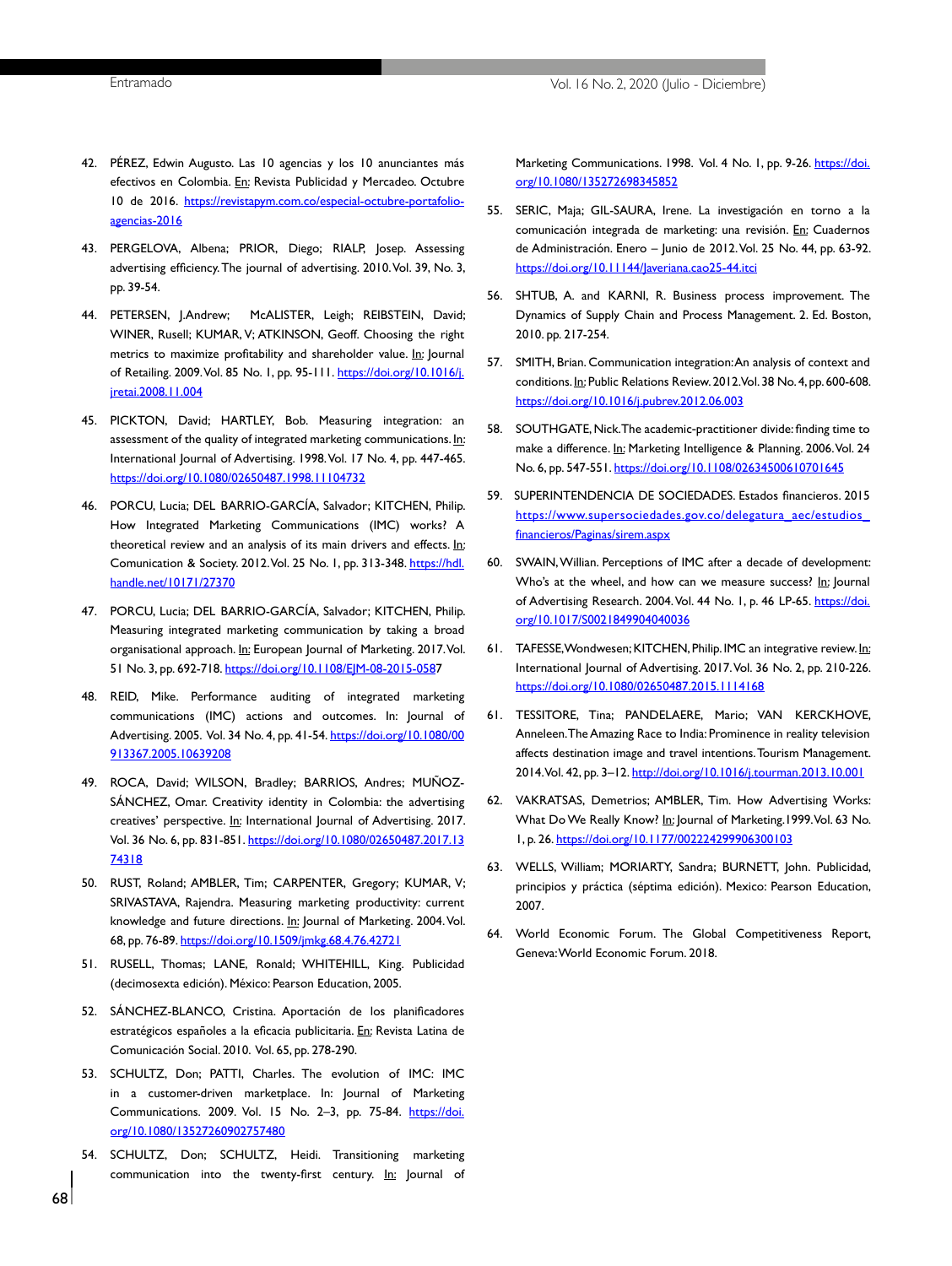42. PÉREZ, Edwin Augusto. Las 10 agencias y los 10 anunciantes más efectivos en Colombia. En: Revista Publicidad y Mercadeo. Octubre 10 de 2016. https://revistapym.com.co/especial-octubre-portafolio-agencias-2016

43. PERGELOVA, Albena; PRIOR, Diego; RIALP, Josep. Assessing advertising efficiency. The journal of advertising. 2010. Vol. 39, No. 3, pp. 39-54.

44. PETERSEN, J.Andrew; McALISTER, Leigh; REIBSTEIN, David; WINER, Rusell; KUMAR, V; ATKINSON, Geoff. Choosing the right metrics to maximize profitability and shareholder value. In: Journal of Retailing. 2009. Vol. 85 No. 1, pp. 95-111. https://doi.org/10.1016/j.jretai.2008.11.004

45. PICKTON, David; HARTLEY, Bob. Measuring integration: an assessment of the quality of integrated marketing communications. In: International Journal of Advertising. 1998. Vol. 17 No. 4, pp. 447-465. https://doi.org/10.1080/02650487.1998.11104732

46. PORCU, Lucia; DEL BARRIO-GARCÍA, Salvador; KITCHEN, Philip. How Integrated Marketing Communications (IMC) works? A theoretical review and an analysis of its main drivers and effects. In: Comunication & Society. 2012. Vol. 25 No. 1, pp. 313-348. https://hdl.handle.net/10171/27370

47. PORCU, Lucia; DEL BARRIO-GARCÍA, Salvador; KITCHEN, Philip. Measuring integrated marketing communication by taking a broad organisational approach. In: European Journal of Marketing. 2017. Vol. 51 No. 3, pp. 692-718. https://doi.org/10.1108/EJM-08-2015-0587

48. REID, Mike. Performance auditing of integrated marketing communications (IMC) actions and outcomes. In: Journal of Advertising. 2005. Vol. 34 No. 4, pp. 41-54. https://doi.org/10.1080/00913367.2005.10639208

49. ROCA, David; WILSON, Bradley; BARRIOS, Andres; MUÑOZ-SÁNCHEZ, Omar. Creativity identity in Colombia: the advertising creatives' perspective. In: International Journal of Advertising. 2017. Vol. 36 No. 6, pp. 831-851. https://doi.org/10.1080/02650487.2017.1374318

50. RUST, Roland; AMBLER, Tim; CARPENTER, Gregory; KUMAR, V; SRIVASTAVA, Rajendra. Measuring marketing productivity: current knowledge and future directions. In: Journal of Marketing. 2004. Vol. 68, pp. 76-89. https://doi.org/10.1509/jmkg.68.4.76.42721

51. RUSELL, Thomas; LANE, Ronald; WHITEHILL, King. Publicidad (decimosexta edición). México: Pearson Education, 2005.

52. SÁNCHEZ-BLANCO, Cristina. Aportación de los planificadores estratégicos españoles a la eficacia publicitaria. En: Revista Latina de Comunicación Social. 2010. Vol. 65, pp. 278-290.

53. SCHULTZ, Don; PATTI, Charles. The evolution of IMC: IMC in a customer-driven marketplace. In: Journal of Marketing Communications. 2009. Vol. 15 No. 2–3, pp. 75-84. https://doi.org/10.1080/13527260902757480

54. SCHULTZ, Don; SCHULTZ, Heidi. Transitioning marketing communication into the twenty-first century. In: Journal of Marketing Communications. 1998. Vol. 4 No. 1, pp. 9-26. https://doi.org/10.1080/135272698345852

55. SERIC, Maja; GIL-SAURA, Irene. La investigación en torno a la comunicación integrada de marketing: una revisión. En: Cuadernos de Administración. Enero – Junio de 2012. Vol. 25 No. 44, pp. 63-92. https://doi.org/10.11144/Javeriana.cao25-44.itci

56. SHTUB, A. and KARNI, R. Business process improvement. The Dynamics of Supply Chain and Process Management. 2. Ed. Boston, 2010. pp. 217-254.

57. SMITH, Brian. Communication integration: An analysis of context and conditions. In: Public Relations Review. 2012. Vol. 38 No. 4, pp. 600-608. https://doi.org/10.1016/j.pubrev.2012.06.003

58. SOUTHGATE, Nick. The academic-practitioner divide: finding time to make a difference. In: Marketing Intelligence & Planning. 2006. Vol. 24 No. 6, pp. 547-551. https://doi.org/10.1108/02634500610701645

59. SUPERINTENDENCIA DE SOCIEDADES. Estados financieros. 2015 https://www.supersociedades.gov.co/delegatura_aec/estudios_financieros/Paginas/sirem.aspx

60. SWAIN, Willian. Perceptions of IMC after a decade of development: Who's at the wheel, and how can we measure success? In: Journal of Advertising Research. 2004. Vol. 44 No. 1, p. 46 LP-65. https://doi.org/10.1017/S0021849904040036

61. TAFESSE, Wondwesen; KITCHEN, Philip. IMC an integrative review. In: International Journal of Advertising. 2017. Vol. 36 No. 2, pp. 210-226. https://doi.org/10.1080/02650487.2015.1114168

61. TESSITORE, Tina; PANDELAERE, Mario; VAN KERCKHOVE, Anneleen. The Amazing Race to India: Prominence in reality television affects destination image and travel intentions. Tourism Management. 2014. Vol. 42, pp. 3–12. http://doi.org/10.1016/j.tourman.2013.10.001

62. VAKRATSAS, Demetrios; AMBLER, Tim. How Advertising Works: What Do We Really Know? In: Journal of Marketing. 1999. Vol. 63 No. 1, p. 26. https://doi.org/10.1177/002224299906300103

63. WELLS, William; MORIARTY, Sandra; BURNETT, John. Publicidad, principios y práctica (séptima edición). Mexico: Pearson Education, 2007.

64. World Economic Forum. The Global Competitiveness Report, Geneva: World Economic Forum. 2018.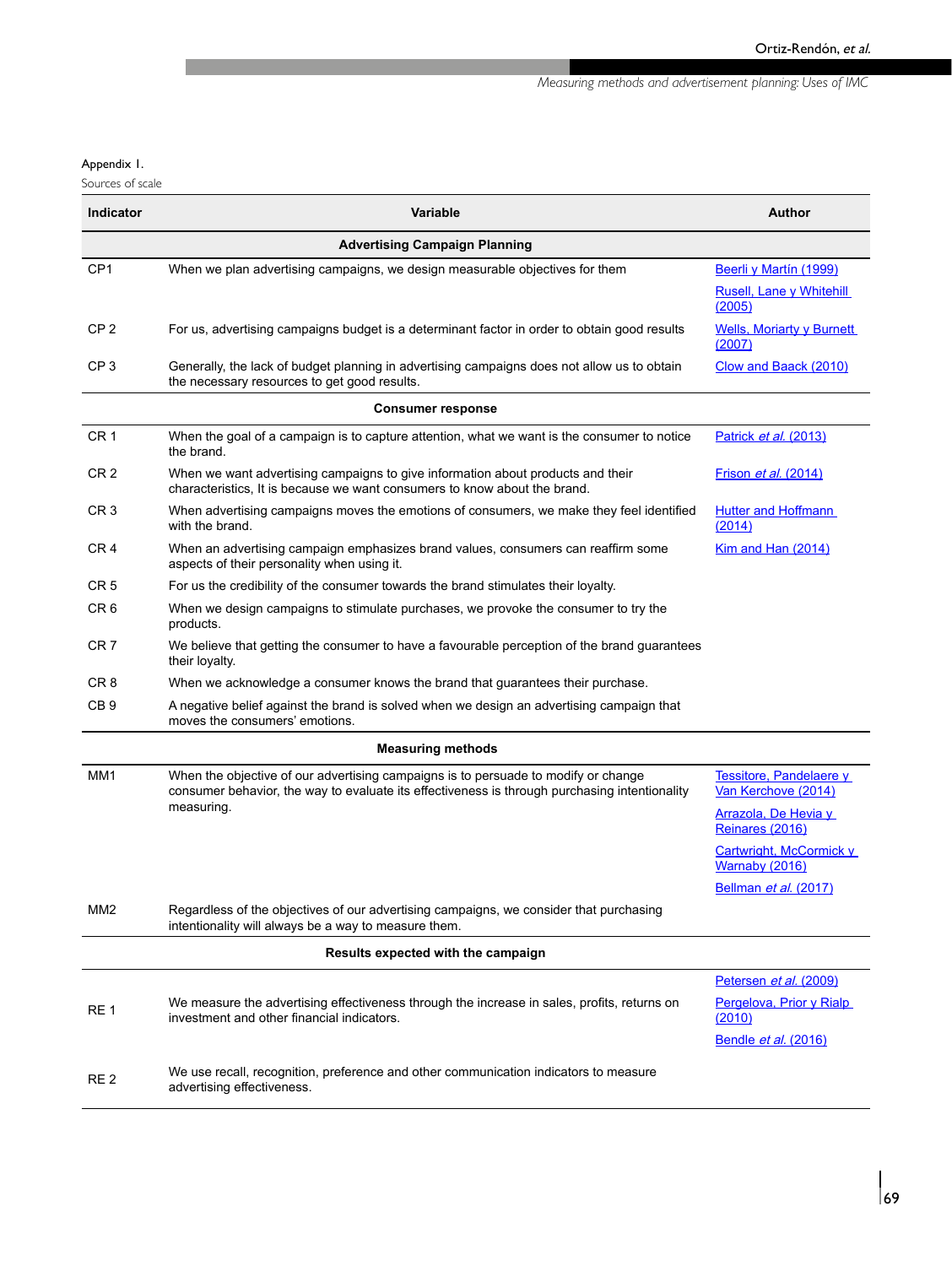Appendix 1.

Sources of scale

| Indicator | Variable | Author |
|---|---|---|
| **Advertising Campaign Planning** | | |
| CP1 | When we plan advertising campaigns, we design measurable objectives for them | Beerli y Martín (1999)<br>Rusell, Lane y Whitehill (2005) |
| CP 2 | For us, advertising campaigns budget is a determinant factor in order to obtain good results | Wells, Moriarty y Burnett (2007) |
| CP 3 | Generally, the lack of budget planning in advertising campaigns does not allow us to obtain the necessary resources to get good results. | Clow and Baack (2010) |
| **Consumer response** | | |
| CR 1 | When the goal of a campaign is to capture attention, what we want is the consumer to notice the brand. | Patrick *et al.* (2013) |
| CR 2 | When we want advertising campaigns to give information about products and their characteristics, It is because we want consumers to know about the brand. | Frison *et al.* (2014) |
| CR 3 | When advertising campaigns moves the emotions of consumers, we make they feel identified with the brand. | Hutter and Hoffmann (2014) |
| CR 4 | When an advertising campaign emphasizes brand values, consumers can reaffirm some aspects of their personality when using it. | Kim and Han (2014) |
| CR 5 | For us the credibility of the consumer towards the brand stimulates their loyalty. | |
| CR 6 | When we design campaigns to stimulate purchases, we provoke the consumer to try the products. | |
| CR 7 | We believe that getting the consumer to have a favourable perception of the brand guarantees their loyalty. | |
| CR 8 | When we acknowledge a consumer knows the brand that guarantees their purchase. | |
| CB 9 | A negative belief against the brand is solved when we design an advertising campaign that moves the consumers' emotions. | |
| **Measuring methods** | | |
| MM1 | When the objective of our advertising campaigns is to persuade to modify or change consumer behavior, the way to evaluate its effectiveness is through purchasing intentionality measuring. | Tessitore, Pandelaere y Van Kerchove (2014)<br>Arrazola, De Hevia y Reinares (2016)<br>Cartwright, McCormick y Warnaby (2016)<br>Bellman *et al.* (2017) |
| MM2 | Regardless of the objectives of our advertising campaigns, we consider that purchasing intentionality will always be a way to measure them. | |
| **Results expected with the campaign** | | |
| RE 1 | We measure the advertising effectiveness through the increase in sales, profits, returns on investment and other financial indicators. | Petersen *et al.* (2009)<br>Pergelova, Prior y Rialp (2010)<br>Bendle *et al.* (2016) |
| RE 2 | We use recall, recognition, preference and other communication indicators to measure advertising effectiveness. | |